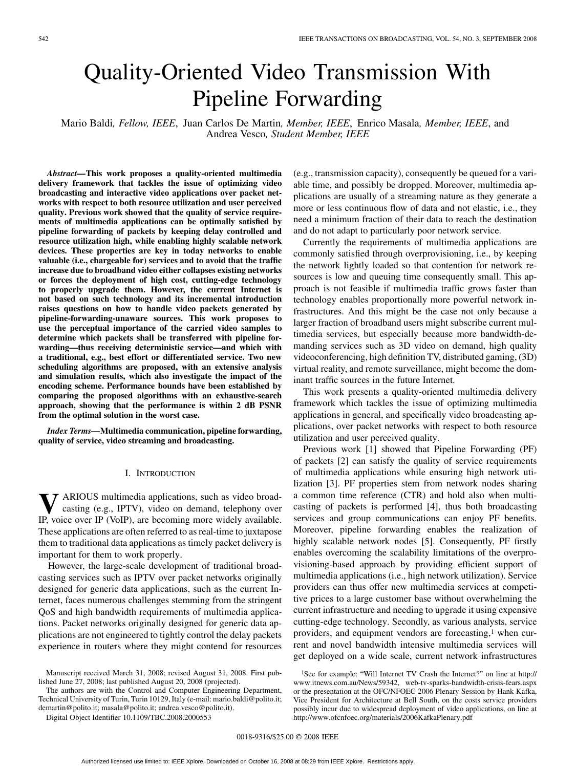# Quality-Oriented Video Transmission With Pipeline Forwarding

Mario Baldi, *Fellow, IEEE*, Juan Carlos De Martin, *Member, IEEE*, Enrico Masala, *Member, IEEE*, and Andrea Vesco, *Student Member, IEEE*

***Abstract*—This work proposes a quality-oriented multimedia delivery framework that tackles the issue of optimizing video broadcasting and interactive video applications over packet networks with respect to both resource utilization and user perceived quality. Previous work showed that the quality of service requirements of multimedia applications can be optimally satisfied by pipeline forwarding of packets by keeping delay controlled and resource utilization high, while enabling highly scalable network devices. These properties are key in today networks to enable valuable (i.e., chargeable for) services and to avoid that the traffic increase due to broadband video either collapses existing networks or forces the deployment of high cost, cutting-edge technology to properly upgrade them. However, the current Internet is not based on such technology and its incremental introduction raises questions on how to handle video packets generated by pipeline-forwarding-unaware sources. This work proposes to use the perceptual importance of the carried video samples to determine which packets shall be transferred with pipeline forwarding—thus receiving deterministic service—and which with a traditional, e.g., best effort or differentiated service. Two new scheduling algorithms are proposed, with an extensive analysis and simulation results, which also investigate the impact of the encoding scheme. Performance bounds have been established by comparing the proposed algorithms with an exhaustive-search approach, showing that the performance is within 2 dB PSNR from the optimal solution in the worst case.**

***Index Terms*—Multimedia communication, pipeline forwarding, quality of service, video streaming and broadcasting.**

## I. Introduction

VARIOUS multimedia applications, such as video broadcasting (e.g., IPTV), video on demand, telephony over IP, voice over IP (VoIP), are becoming more widely available. These applications are often referred to as real-time to juxtapose them to traditional data applications as timely packet delivery is important for them to work properly.

However, the large-scale development of traditional broadcasting services such as IPTV over packet networks originally designed for generic data applications, such as the current Internet, faces numerous challenges stemming from the stringent QoS and high bandwidth requirements of multimedia applications. Packet networks originally designed for generic data applications are not engineered to tightly control the delay packets experience in routers where they might contend for resources (e.g., transmission capacity), consequently be queued for a variable time, and possibly be dropped. Moreover, multimedia applications are usually of a streaming nature as they generate a more or less continuous flow of data and not elastic, i.e., they need a minimum fraction of their data to reach the destination and do not adapt to particularly poor network service.

Currently the requirements of multimedia applications are commonly satisfied through overprovisioning, i.e., by keeping the network lightly loaded so that contention for network resources is low and queuing time consequently small. This approach is not feasible if multimedia traffic grows faster than technology enables proportionally more powerful network infrastructures. And this might be the case not only because a larger fraction of broadband users might subscribe current multimedia services, but especially because more bandwidth-demanding services such as 3D video on demand, high quality videoconferencing, high definition TV, distributed gaming, (3D) virtual reality, and remote surveillance, might become the dominant traffic sources in the future Internet.

This work presents a quality-oriented multimedia delivery framework which tackles the issue of optimizing multimedia applications in general, and specifically video broadcasting applications, over packet networks with respect to both resource utilization and user perceived quality.

Previous work [1] showed that Pipeline Forwarding (PF) of packets [2] can satisfy the quality of service requirements of multimedia applications while ensuring high network utilization [3]. PF properties stem from network nodes sharing a common time reference (CTR) and hold also when multicasting of packets is performed [4], thus both broadcasting services and group communications can enjoy PF benefits. Moreover, pipeline forwarding enables the realization of highly scalable network nodes [5]. Consequently, PF firstly enables overcoming the scalability limitations of the overprovisioning-based approach by providing efficient support of multimedia applications (i.e., high network utilization). Service providers can thus offer new multimedia services at competitive prices to a large customer base without overwhelming the current infrastructure and needing to upgrade it using expensive cutting-edge technology. Secondly, as various analysts, service providers, and equipment vendors are forecasting,[1] when current and novel bandwidth intensive multimedia services will get deployed on a wide scale, current network infrastructures

Manuscript received March 31, 2008; revised August 31, 2008. First published June 27, 2008; last published August 20, 2008 (projected).

The authors are with the Control and Computer Engineering Department, Technical University of Turin, Turin 10129, Italy (e-mail: mario.baldi@polito.it; demartin@polito.it; masala@polito.it; andrea.vesco@polito.it).

Digital Object Identifier 10.1109/TBC.2008.2000553

[1]See for example: "Will Internet TV Crash the Internet?" on line at http://www.itnews.com.au/News/59342, web-tv-sparks-bandwidth-crisis-fears.aspx or the presentation at the OFC/NFOEC 2006 Plenary Session by Hank Kafka, Vice President for Architecture at Bell South, on the costs service providers possibly incur due to widespread deployment of video applications, on line at http://www.ofcnfoec.org/materials/2006KafkaPlenary.pdf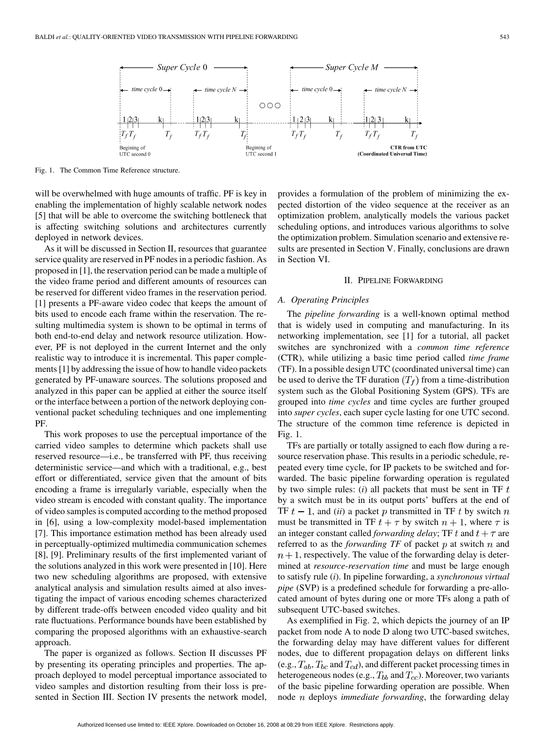Fig. 1. The Common Time Reference structure.

will be overwhelmed with huge amounts of traffic. PF is key in enabling the implementation of highly scalable network nodes [5] that will be able to overcome the switching bottleneck that is affecting switching solutions and architectures currently deployed in network devices.

As it will be discussed in Section II, resources that guarantee service quality are reserved in PF nodes in a periodic fashion. As proposed in [1], the reservation period can be made a multiple of the video frame period and different amounts of resources can be reserved for different video frames in the reservation period. [1] presents a PF-aware video codec that keeps the amount of bits used to encode each frame within the reservation. The resulting multimedia system is shown to be optimal in terms of both end-to-end delay and network resource utilization. However, PF is not deployed in the current Internet and the only realistic way to introduce it is incremental. This paper complements [1] by addressing the issue of how to handle video packets generated by PF-unaware sources. The solutions proposed and analyzed in this paper can be applied at either the source itself or the interface between a portion of the network deploying conventional packet scheduling techniques and one implementing PF.

This work proposes to use the perceptual importance of the carried video samples to determine which packets shall use reserved resource—i.e., be transferred with PF, thus receiving deterministic service—and which with a traditional, e.g., best effort or differentiated, service given that the amount of bits encoding a frame is irregularly variable, especially when the video stream is encoded with constant quality. The importance of video samples is computed according to the method proposed in [6], using a low-complexity model-based implementation [7]. This importance estimation method has been already used in perceptually-optimized multimedia communication schemes [8], [9]. Preliminary results of the first implemented variant of the solutions analyzed in this work were presented in [10]. Here two new scheduling algorithms are proposed, with extensive analytical analysis and simulation results aimed at also investigating the impact of various encoding schemes characterized by different trade-offs between encoded video quality and bit rate fluctuations. Performance bounds have been established by comparing the proposed algorithms with an exhaustive-search approach.

The paper is organized as follows. Section II discusses PF by presenting its operating principles and properties. The approach deployed to model perceptual importance associated to video samples and distortion resulting from their loss is presented in Section III. Section IV presents the network model, provides a formulation of the problem of minimizing the expected distortion of the video sequence at the receiver as an optimization problem, analytically models the various packet scheduling options, and introduces various algorithms to solve the optimization problem. Simulation scenario and extensive results are presented in Section V. Finally, conclusions are drawn in Section VI.

## II. Pipeline Forwarding

### A. Operating Principles

The *pipeline forwarding* is a well-known optimal method that is widely used in computing and manufacturing. In its networking implementation, see [1] for a tutorial, all packet switches are synchronized with a *common time reference* (CTR), while utilizing a basic time period called *time frame* (TF). In a possible design UTC (coordinated universal time) can be used to derive the TF duration $(T_f)$ from a time-distribution system such as the Global Positioning System (GPS). TFs are grouped into *time cycles* and time cycles are further grouped into *super cycles*, each super cycle lasting for one UTC second. The structure of the common time reference is depicted in Fig. 1.

TFs are partially or totally assigned to each flow during a resource reservation phase. This results in a periodic schedule, repeated every time cycle, for IP packets to be switched and forwarded. The basic pipeline forwarding operation is regulated by two simple rules: (*i*) all packets that must be sent in TF $t$ by a switch must be in its output ports' buffers at the end of TF $t-1$, and (*ii*) a packet $p$ transmitted in TF $t$ by switch $n$ must be transmitted in TF $t+\tau$ by switch $n+1$, where $\tau$ is an integer constant called *forwarding delay*; TF $t$ and $t+\tau$ are referred to as the *forwarding TF* of packet $p$ at switch $n$ and $n+1$, respectively. The value of the forwarding delay is determined at *resource-reservation time* and must be large enough to satisfy rule (*i*). In pipeline forwarding, a *synchronous virtual pipe* (SVP) is a predefined schedule for forwarding a pre-allocated amount of bytes during one or more TFs along a path of subsequent UTC-based switches.

As exemplified in Fig. 2, which depicts the journey of an IP packet from node A to node D along two UTC-based switches, the forwarding delay may have different values for different nodes, due to different propagation delays on different links (e.g., $T_{ab}$, $T_{bc}$ and $T_{cd}$), and different packet processing times in heterogeneous nodes (e.g., $T_{bb}$ and $T_{cc}$). Moreover, two variants of the basic pipeline forwarding operation are possible. When node $n$ deploys *immediate forwarding*, the forwarding delay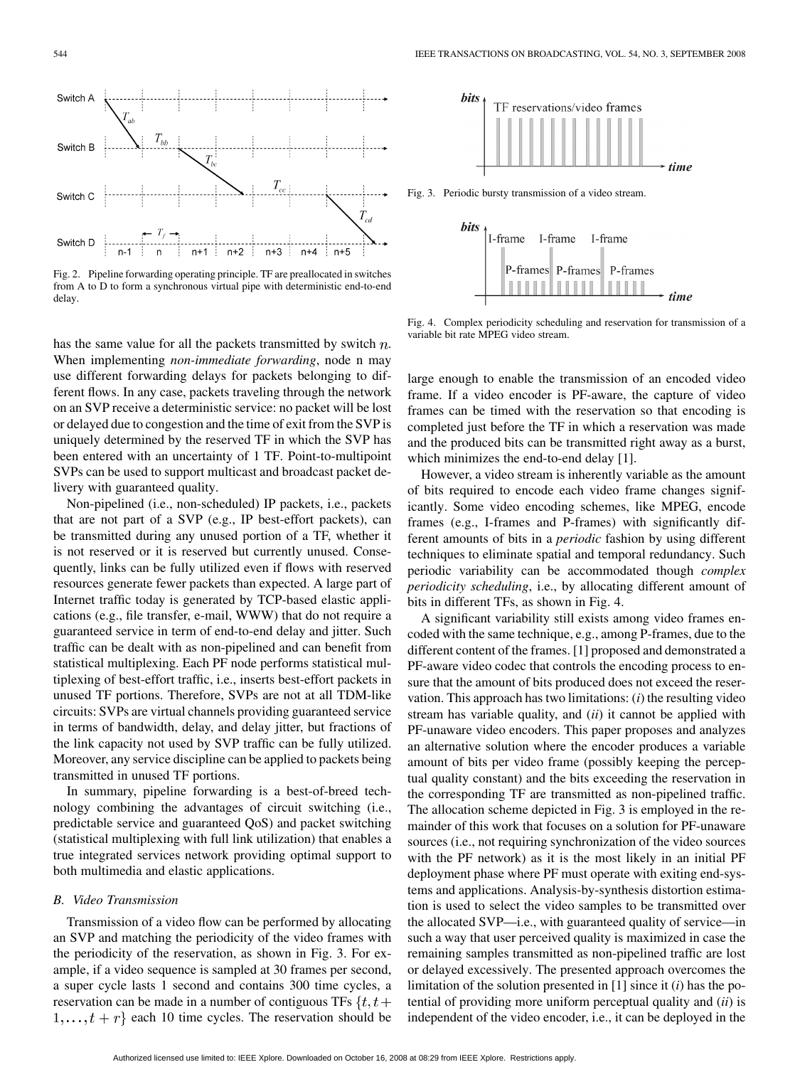Fig. 2. Pipeline forwarding operating principle. TF are preallocated in switches from A to D to form a synchronous virtual pipe with deterministic end-to-end delay.

has the same value for all the packets transmitted by switch $n$. When implementing *non-immediate forwarding*, node n may use different forwarding delays for packets belonging to different flows. In any case, packets traveling through the network on an SVP receive a deterministic service: no packet will be lost or delayed due to congestion and the time of exit from the SVP is uniquely determined by the reserved TF in which the SVP has been entered with an uncertainty of 1 TF. Point-to-multipoint SVPs can be used to support multicast and broadcast packet delivery with guaranteed quality.

Non-pipelined (i.e., non-scheduled) IP packets, i.e., packets that are not part of a SVP (e.g., IP best-effort packets), can be transmitted during any unused portion of a TF, whether it is not reserved or it is reserved but currently unused. Consequently, links can be fully utilized even if flows with reserved resources generate fewer packets than expected. A large part of Internet traffic today is generated by TCP-based elastic applications (e.g., file transfer, e-mail, WWW) that do not require a guaranteed service in term of end-to-end delay and jitter. Such traffic can be dealt with as non-pipelined and can benefit from statistical multiplexing. Each PF node performs statistical multiplexing of best-effort traffic, i.e., inserts best-effort packets in unused TF portions. Therefore, SVPs are not at all TDM-like circuits: SVPs are virtual channels providing guaranteed service in terms of bandwidth, delay, and delay jitter, but fractions of the link capacity not used by SVP traffic can be fully utilized. Moreover, any service discipline can be applied to packets being transmitted in unused TF portions.

In summary, pipeline forwarding is a best-of-breed technology combining the advantages of circuit switching (i.e., predictable service and guaranteed QoS) and packet switching (statistical multiplexing with full link utilization) that enables a true integrated services network providing optimal support to both multimedia and elastic applications.

### B. Video Transmission

Transmission of a video flow can be performed by allocating an SVP and matching the periodicity of the video frames with the periodicity of the reservation, as shown in Fig. 3. For example, if a video sequence is sampled at 30 frames per second, a super cycle lasts 1 second and contains 300 time cycles, a reservation can be made in a number of contiguous TFs $\{t, t+1, \ldots, t+r\}$ each 10 time cycles. The reservation should be

Fig. 3. Periodic bursty transmission of a video stream.

Fig. 4. Complex periodicity scheduling and reservation for transmission of a variable bit rate MPEG video stream.

large enough to enable the transmission of an encoded video frame. If a video encoder is PF-aware, the capture of video frames can be timed with the reservation so that encoding is completed just before the TF in which a reservation was made and the produced bits can be transmitted right away as a burst, which minimizes the end-to-end delay [1].

However, a video stream is inherently variable as the amount of bits required to encode each video frame changes significantly. Some video encoding schemes, like MPEG, encode frames (e.g., I-frames and P-frames) with significantly different amounts of bits in a *periodic* fashion by using different techniques to eliminate spatial and temporal redundancy. Such periodic variability can be accommodated though *complex periodicity scheduling*, i.e., by allocating different amount of bits in different TFs, as shown in Fig. 4.

A significant variability still exists among video frames encoded with the same technique, e.g., among P-frames, due to the different content of the frames. [1] proposed and demonstrated a PF-aware video codec that controls the encoding process to ensure that the amount of bits produced does not exceed the reservation. This approach has two limitations: (*i*) the resulting video stream has variable quality, and (*ii*) it cannot be applied with PF-unaware video encoders. This paper proposes and analyzes an alternative solution where the encoder produces a variable amount of bits per video frame (possibly keeping the perceptual quality constant) and the bits exceeding the reservation in the corresponding TF are transmitted as non-pipelined traffic. The allocation scheme depicted in Fig. 3 is employed in the remainder of this work that focuses on a solution for PF-unaware sources (i.e., not requiring synchronization of the video sources with the PF network) as it is the most likely in an initial PF deployment phase where PF must operate with exiting end-systems and applications. Analysis-by-synthesis distortion estimation is used to select the video samples to be transmitted over the allocated SVP—i.e., with guaranteed quality of service—in such a way that user perceived quality is maximized in case the remaining samples transmitted as non-pipelined traffic are lost or delayed excessively. The presented approach overcomes the limitation of the solution presented in [1] since it (*i*) has the potential of providing more uniform perceptual quality and (*ii*) is independent of the video encoder, i.e., it can be deployed in the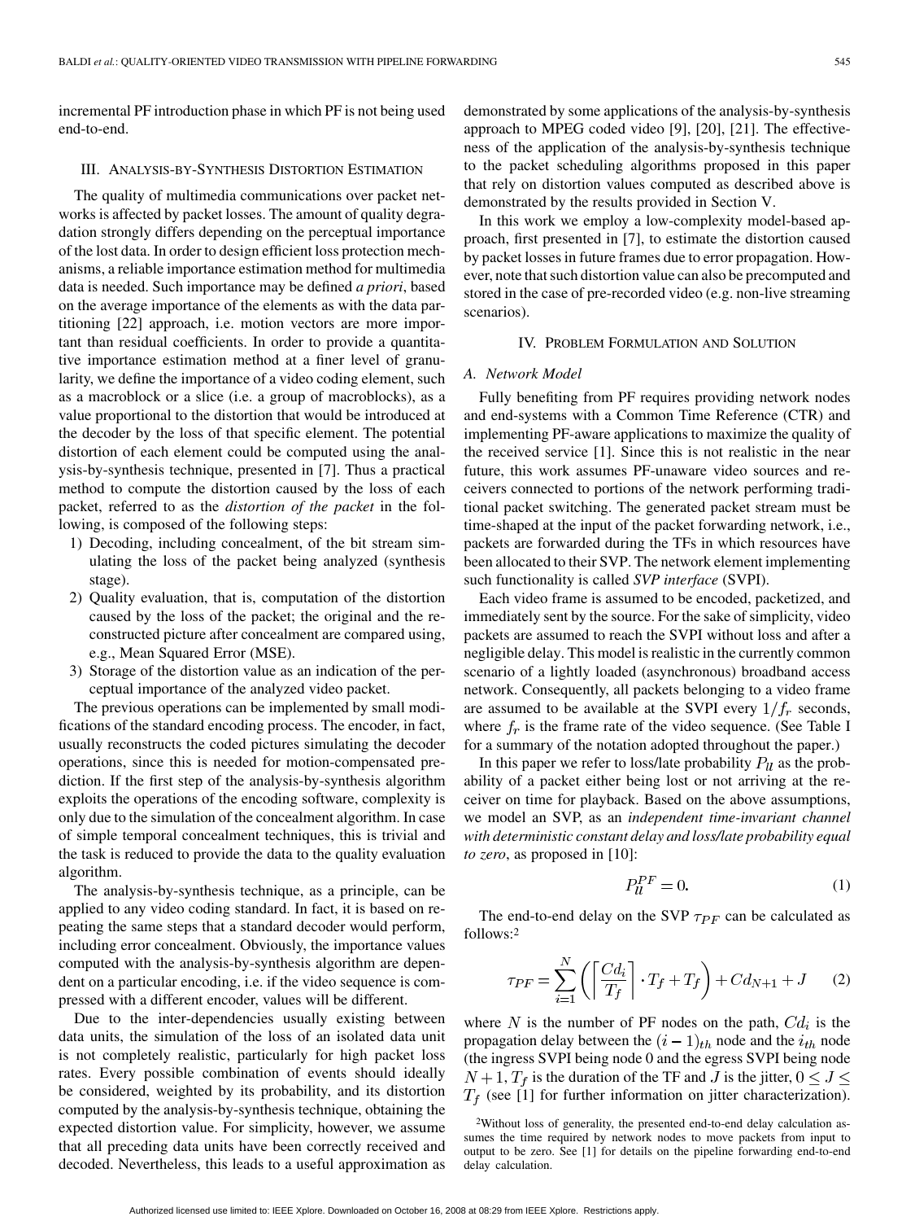incremental PF introduction phase in which PF is not being used end-to-end.

## III. Analysis-by-Synthesis Distortion Estimation

The quality of multimedia communications over packet networks is affected by packet losses. The amount of quality degradation strongly differs depending on the perceptual importance of the lost data. In order to design efficient loss protection mechanisms, a reliable importance estimation method for multimedia data is needed. Such importance may be defined *a priori*, based on the average importance of the elements as with the data partitioning [22] approach, i.e. motion vectors are more important than residual coefficients. In order to provide a quantitative importance estimation method at a finer level of granularity, we define the importance of a video coding element, such as a macroblock or a slice (i.e. a group of macroblocks), as a value proportional to the distortion that would be introduced at the decoder by the loss of that specific element. The potential distortion of each element could be computed using the analysis-by-synthesis technique, presented in [7]. Thus a practical method to compute the distortion caused by the loss of each packet, referred to as the *distortion of the packet* in the following, is composed of the following steps:

1) Decoding, including concealment, of the bit stream simulating the loss of the packet being analyzed (synthesis stage).
2) Quality evaluation, that is, computation of the distortion caused by the loss of the packet; the original and the reconstructed picture after concealment are compared using, e.g., Mean Squared Error (MSE).
3) Storage of the distortion value as an indication of the perceptual importance of the analyzed video packet.

The previous operations can be implemented by small modifications of the standard encoding process. The encoder, in fact, usually reconstructs the coded pictures simulating the decoder operations, since this is needed for motion-compensated prediction. If the first step of the analysis-by-synthesis algorithm exploits the operations of the encoding software, complexity is only due to the simulation of the concealment algorithm. In case of simple temporal concealment techniques, this is trivial and the task is reduced to provide the data to the quality evaluation algorithm.

The analysis-by-synthesis technique, as a principle, can be applied to any video coding standard. In fact, it is based on repeating the same steps that a standard decoder would perform, including error concealment. Obviously, the importance values computed with the analysis-by-synthesis algorithm are dependent on a particular encoding, i.e. if the video sequence is compressed with a different encoder, values will be different.

Due to the inter-dependencies usually existing between data units, the simulation of the loss of an isolated data unit is not completely realistic, particularly for high packet loss rates. Every possible combination of events should ideally be considered, weighted by its probability, and its distortion computed by the analysis-by-synthesis technique, obtaining the expected distortion value. For simplicity, however, we assume that all preceding data units have been correctly received and decoded. Nevertheless, this leads to a useful approximation as demonstrated by some applications of the analysis-by-synthesis approach to MPEG coded video [9], [20], [21]. The effectiveness of the application of the analysis-by-synthesis technique to the packet scheduling algorithms proposed in this paper that rely on distortion values computed as described above is demonstrated by the results provided in Section V.

In this work we employ a low-complexity model-based approach, first presented in [7], to estimate the distortion caused by packet losses in future frames due to error propagation. However, note that such distortion value can also be precomputed and stored in the case of pre-recorded video (e.g. non-live streaming scenarios).

## IV. Problem Formulation and Solution

### A. Network Model

Fully benefiting from PF requires providing network nodes and end-systems with a Common Time Reference (CTR) and implementing PF-aware applications to maximize the quality of the received service [1]. Since this is not realistic in the near future, this work assumes PF-unaware video sources and receivers connected to portions of the network performing traditional packet switching. The generated packet stream must be time-shaped at the input of the packet forwarding network, i.e., packets are forwarded during the TFs in which resources have been allocated to their SVP. The network element implementing such functionality is called *SVP interface* (SVPI).

Each video frame is assumed to be encoded, packetized, and immediately sent by the source. For the sake of simplicity, video packets are assumed to reach the SVPI without loss and after a negligible delay. This model is realistic in the currently common scenario of a lightly loaded (asynchronous) broadband access network. Consequently, all packets belonging to a video frame are assumed to be available at the SVPI every $1/f_r$ seconds, where $f_r$ is the frame rate of the video sequence. (See Table I for a summary of the notation adopted throughout the paper.)

In this paper we refer to loss/late probability $P_{ll}$ as the probability of a packet either being lost or not arriving at the receiver on time for playback. Based on the above assumptions, we model an SVP, as an *independent time-invariant channel with deterministic constant delay and loss/late probability equal to zero*, as proposed in [10]:

$$P_{ll}^{PF} = 0. \tag{1}$$

The end-to-end delay on the SVP $\tau_{PF}$ can be calculated as follows:[2]

$$\tau_{PF} = \sum_{i=1}^{N} \left( \left\lceil \frac{Cd_i}{T_f} \right\rceil \cdot T_f + T_f \right) + Cd_{N+1} + J \tag{2}$$

where $N$ is the number of PF nodes on the path, $Cd_i$ is the propagation delay between the $(i-1)_{th}$ node and the $i_{th}$ node (the ingress SVPI being node 0 and the egress SVPI being node $N+1$, $T_f$ is the duration of the TF and $J$ is the jitter, $0 \leq J \leq T_f$ (see [1] for further information on jitter characterization).

[2] Without loss of generality, the presented end-to-end delay calculation assumes the time required by network nodes to move packets from input to output to be zero. See [1] for details on the pipeline forwarding end-to-end delay calculation.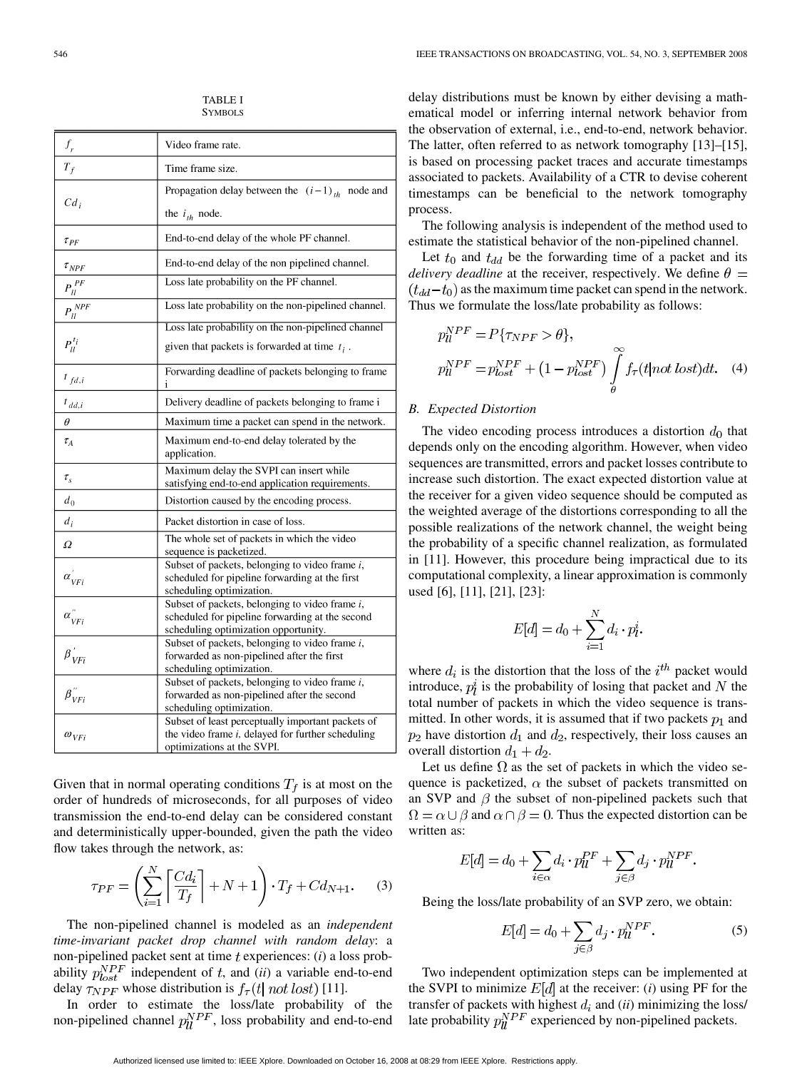TABLE I
SYMBOLS

| Symbol | Description |
|---|---|
| $f_r$ | Video frame rate. |
| $T_f$ | Time frame size. |
| $Cd_i$ | Propagation delay between the $(i-1)_{th}$ node and the $i_{th}$ node. |
| $\tau_{PF}$ | End-to-end delay of the whole PF channel. |
| $\tau_{NPF}$ | End-to-end delay of the non pipelined channel. |
| $P_{ll}^{PF}$ | Loss late probability on the PF channel. |
| $P_{ll}^{NPF}$ | Loss late probability on the non-pipelined channel. |
| $P_{ll}^{t_i}$ | Loss late probability on the non-pipelined channel given that packets is forwarded at time $t_i$. |
| $t_{fd,i}$ | Forwarding deadline of packets belonging to frame i |
| $t_{dd,i}$ | Delivery deadline of packets belonging to frame i |
| $\theta$ | Maximum time a packet can spend in the network. |
| $\tau_A$ | Maximum end-to-end delay tolerated by the application. |
| $\tau_s$ | Maximum delay the SVPI can insert while satisfying end-to-end application requirements. |
| $d_0$ | Distortion caused by the encoding process. |
| $d_i$ | Packet distortion in case of loss. |
| $\Omega$ | The whole set of packets in which the video sequence is packetized. |
| $\alpha'_{VFi}$ | Subset of packets, belonging to video frame *i*, scheduled for pipeline forwarding at the first scheduling optimization. |
| $\alpha''_{VFi}$ | Subset of packets, belonging to video frame *i*, scheduled for pipeline forwarding at the second scheduling optimization opportunity. |
| $\beta'_{VFi}$ | Subset of packets, belonging to video frame *i*, forwarded as non-pipelined after the first scheduling optimization. |
| $\beta''_{VFi}$ | Subset of packets, belonging to video frame *i*, forwarded as non-pipelined after the second scheduling optimization. |
| $\omega_{VFi}$ | Subset of least perceptually important packets of the video frame *i*, delayed for further scheduling optimizations at the SVPI. |

Given that in normal operating conditions $T_f$ is at most on the order of hundreds of microseconds, for all purposes of video transmission the end-to-end delay can be considered constant and deterministically upper-bounded, given the path the video flow takes through the network, as:

$$\tau_{PF} = \left( \sum_{i=1}^{N} \left\lceil \frac{Cd_i}{T_f} \right\rceil + N + 1 \right) \cdot T_f + Cd_{N+1}. \quad (3)$$

The non-pipelined channel is modeled as an *independent time-invariant packet drop channel with random delay*: a non-pipelined packet sent at time $t$ experiences: (*i*) a loss probability $p_{lost}^{NPF}$ independent of $t$, and (*ii*) a variable end-to-end delay $\tau_{NPF}$ whose distribution is $f_\tau(t|\, not\ lost)$ [11].

In order to estimate the loss/late probability of the non-pipelined channel $p_{ll}^{NPF}$, loss probability and end-to-end delay distributions must be known by either devising a mathematical model or inferring internal network behavior from the observation of external, i.e., end-to-end, network behavior. The latter, often referred to as network tomography [13]–[15], is based on processing packet traces and accurate timestamps associated to packets. Availability of a CTR to devise coherent timestamps can be beneficial to the network tomography process.

The following analysis is independent of the method used to estimate the statistical behavior of the non-pipelined channel.

Let $t_0$ and $t_{dd}$ be the forwarding time of a packet and its *delivery deadline* at the receiver, respectively. We define $\theta = (t_{dd} - t_0)$ as the maximum time packet can spend in the network. Thus we formulate the loss/late probability as follows:

$$p_{ll}^{NPF} = P\{\tau_{NPF} > \theta\},$$
$$p_{ll}^{NPF} = p_{lost}^{NPF} + \left(1 - p_{lost}^{NPF}\right) \int_{\theta}^{\infty} f_\tau(t|not\ lost)dt. \quad (4)$$

### B. Expected Distortion

The video encoding process introduces a distortion $d_0$ that depends only on the encoding algorithm. However, when video sequences are transmitted, errors and packet losses contribute to increase such distortion. The exact expected distortion value at the receiver for a given video sequence should be computed as the weighted average of the distortions corresponding to all the possible realizations of the network channel, the weight being the probability of a specific channel realization, as formulated in [11]. However, this procedure being impractical due to its computational complexity, a linear approximation is commonly used [6], [11], [21], [23]:

$$E[d] = d_0 + \sum_{i=1}^{N} d_i \cdot p_l^i.$$

where $d_i$ is the distortion that the loss of the $i^{th}$ packet would introduce, $p_l^i$ is the probability of losing that packet and $N$ the total number of packets in which the video sequence is transmitted. In other words, it is assumed that if two packets $p_1$ and $p_2$ have distortion $d_1$ and $d_2$, respectively, their loss causes an overall distortion $d_1 + d_2$.

Let us define $\Omega$ as the set of packets in which the video sequence is packetized, $\alpha$ the subset of packets transmitted on an SVP and $\beta$ the subset of non-pipelined packets such that $\Omega = \alpha \cup \beta$ and $\alpha \cap \beta = 0$. Thus the expected distortion can be written as:

$$E[d] = d_0 + \sum_{i \in \alpha} d_i \cdot p_{ll}^{PF} + \sum_{j \in \beta} d_j \cdot p_{ll}^{NPF}.$$

Being the loss/late probability of an SVP zero, we obtain:

$$E[d] = d_0 + \sum_{j \in \beta} d_j \cdot p_{ll}^{NPF}. \quad (5)$$

Two independent optimization steps can be implemented at the SVPI to minimize $E[d]$ at the receiver: (*i*) using PF for the transfer of packets with highest $d_i$ and (*ii*) minimizing the loss/late probability $p_{ll}^{NPF}$ experienced by non-pipelined packets.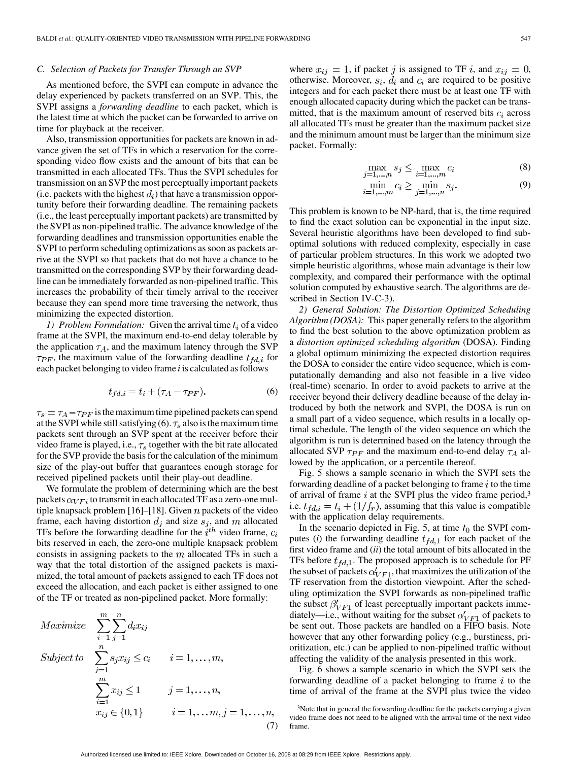### C. Selection of Packets for Transfer Through an SVP

As mentioned before, the SVPI can compute in advance the delay experienced by packets transferred on an SVP. This, the SVPI assigns a *forwarding deadline* to each packet, which is the latest time at which the packet can be forwarded to arrive on time for playback at the receiver.

Also, transmission opportunities for packets are known in advance given the set of TFs in which a reservation for the corresponding video flow exists and the amount of bits that can be transmitted in each allocated TFs. Thus the SVPI schedules for transmission on an SVP the most perceptually important packets (i.e. packets with the highest $d_i$) that have a transmission opportunity before their forwarding deadline. The remaining packets (i.e., the least perceptually important packets) are transmitted by the SVPI as non-pipelined traffic. The advance knowledge of the forwarding deadlines and transmission opportunities enable the SVPI to perform scheduling optimizations as soon as packets arrive at the SVPI so that packets that do not have a chance to be transmitted on the corresponding SVP by their forwarding deadline can be immediately forwarded as non-pipelined traffic. This increases the probability of their timely arrival to the receiver because they can spend more time traversing the network, thus minimizing the expected distortion.

*1) Problem Formulation:* Given the arrival time $t_i$ of a video frame at the SVPI, the maximum end-to-end delay tolerable by the application $\tau_A$, and the maximum latency through the SVP $\tau_{PF}$, the maximum value of the forwarding deadline $t_{fd,i}$ for each packet belonging to video frame $i$ is calculated as follows

$$t_{fd,i} = t_i + (\tau_A - \tau_{PF}). \tag{6}$$

$\tau_s = \tau_A - \tau_{PF}$ is the maximum time pipelined packets can spend at the SVPI while still satisfying (6). $\tau_s$ also is the maximum time packets sent through an SVP spent at the receiver before their video frame is played, i.e., $\tau_s$ together with the bit rate allocated for the SVP provide the basis for the calculation of the minimum size of the play-out buffer that guarantees enough storage for received pipelined packets until their play-out deadline.

We formulate the problem of determining which are the best packets $\alpha_{VFi}$ to transmit in each allocated TF as a zero-one multiple knapsack problem [16]–[18]. Given $n$ packets of the video frame, each having distortion $d_j$ and size $s_j$, and $m$ allocated TFs before the forwarding deadline for the $i^{th}$ video frame, $c_i$ bits reserved in each, the zero-one multiple knapsack problem consists in assigning packets to the $m$ allocated TFs in such a way that the total distortion of the assigned packets is maximized, the total amount of packets assigned to each TF does not exceed the allocation, and each packet is either assigned to one of the TF or treated as non-pipelined packet. More formally:

$$\begin{aligned} &Maximize && \sum_{i=1}^{m}\sum_{j=1}^{n} d_i x_{ij} \\ &Subject\ to && \sum_{j=1}^{n} s_j x_{ij} \le c_i \qquad i = 1,\ldots,m, \\ & && \sum_{i=1}^{m} x_{ij} \le 1 \qquad j = 1,\ldots,n, \\ & && x_{ij} \in \{0,1\} \qquad i = 1,\ldots m, j = 1,\ldots,n, \end{aligned} \tag{7}$$

where $x_{ij} = 1$, if packet $j$ is assigned to TF $i$, and $x_{ij} = 0$, otherwise. Moreover, $s_i$, $d_i$ and $c_i$ are required to be positive integers and for each packet there must be at least one TF with enough allocated capacity during which the packet can be transmitted, that is the maximum amount of reserved bits $c_i$ across all allocated TFs must be greater than the maximum packet size and the minimum amount must be larger than the minimum size packet. Formally:

$$\max_{j=1,\ldots,n} s_j \le \max_{i=1,\ldots,m} c_i \tag{8}$$

$$\min_{i=1,\ldots,m} c_i \ge \min_{j=1,\ldots,n} s_j. \tag{9}$$

This problem is known to be NP-hard, that is, the time required to find the exact solution can be exponential in the input size. Several heuristic algorithms have been developed to find suboptimal solutions with reduced complexity, especially in case of particular problem structures. In this work we adopted two simple heuristic algorithms, whose main advantage is their low complexity, and compared their performance with the optimal solution computed by exhaustive search. The algorithms are described in Section IV-C-3).

*2) General Solution: The Distortion Optimized Scheduling Algorithm (DOSA):* This paper generally refers to the algorithm to find the best solution to the above optimization problem as a *distortion optimized scheduling algorithm* (DOSA). Finding a global optimum minimizing the expected distortion requires the DOSA to consider the entire video sequence, which is computationally demanding and also not feasible in a live video (real-time) scenario. In order to avoid packets to arrive at the receiver beyond their delivery deadline because of the delay introduced by both the network and SVPI, the DOSA is run on a small part of a video sequence, which results in a locally optimal schedule. The length of the video sequence on which the algorithm is run is determined based on the latency through the allocated SVP $\tau_{PF}$ and the maximum end-to-end delay $\tau_A$ allowed by the application, or a percentile thereof.

Fig. 5 shows a sample scenario in which the SVPI sets the forwarding deadline of a packet belonging to frame $i$ to the time of arrival of frame $i$ at the SVPI plus the video frame period,[3] i.e. $t_{fd,i} = t_i + (1/f_r)$, assuming that this value is compatible with the application delay requirements.

In the scenario depicted in Fig. 5, at time $t_0$ the SVPI computes (*i*) the forwarding deadline $t_{fd,1}$ for each packet of the first video frame and (*ii*) the total amount of bits allocated in the TFs before $t_{fd,1}$. The proposed approach is to schedule for PF the subset of packets $\alpha'_{VF1}$, that maximizes the utilization of the TF reservation from the distortion viewpoint. After the scheduling optimization the SVPI forwards as non-pipelined traffic the subset $\beta'_{VF1}$ of least perceptually important packets immediately—i.e., without waiting for the subset $\alpha'_{VF1}$ of packets to be sent out. Those packets are handled on a FIFO basis. Note however that any other forwarding policy (e.g., burstiness, prioritization, etc.) can be applied to non-pipelined traffic without affecting the validity of the analysis presented in this work.

Fig. 6 shows a sample scenario in which the SVPI sets the forwarding deadline of a packet belonging to frame $i$ to the time of arrival of the frame at the SVPI plus twice the video

[3]Note that in general the forwarding deadline for the packets carrying a given video frame does not need to be aligned with the arrival time of the next video frame.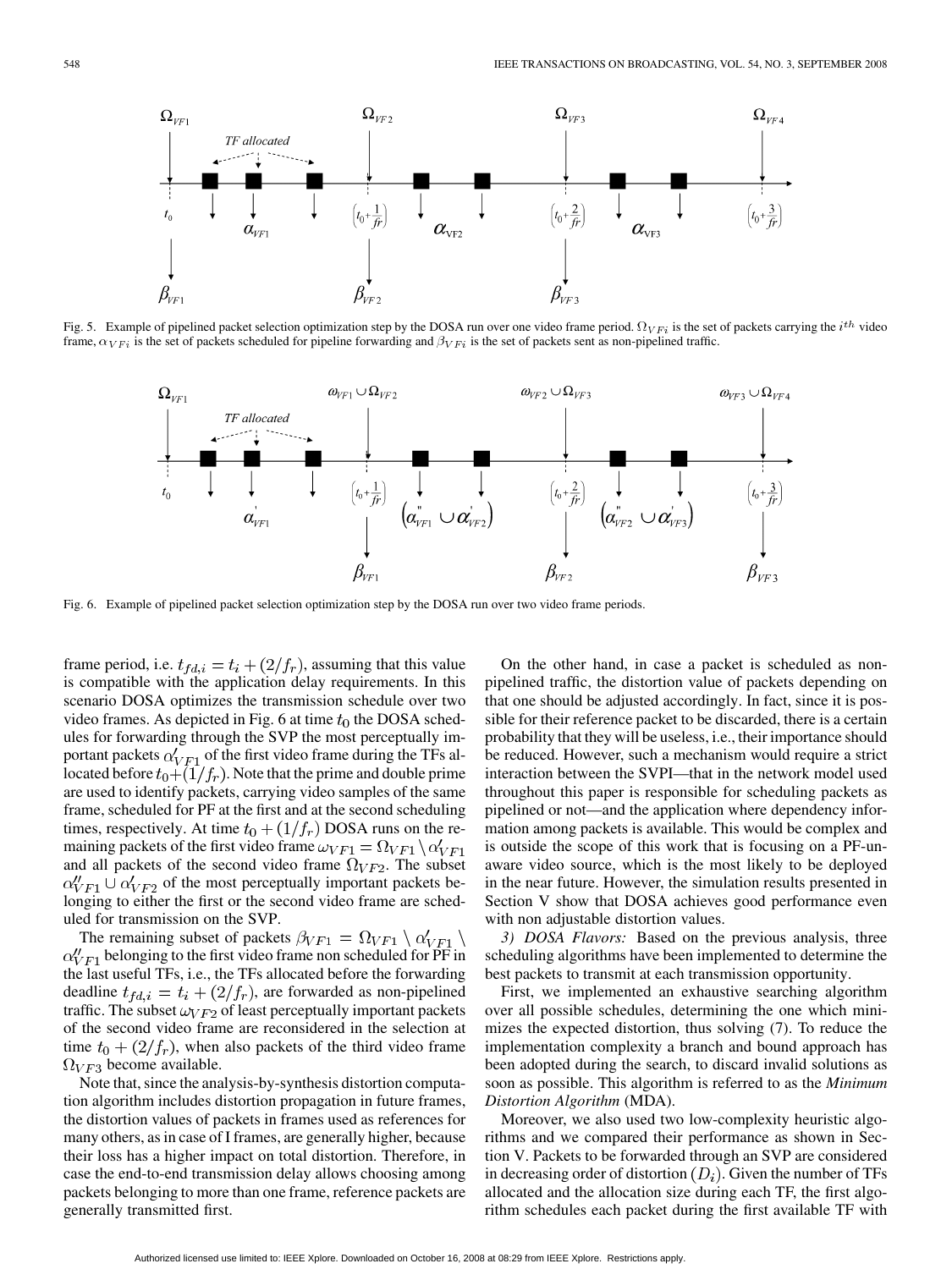Fig. 5. Example of pipelined packet selection optimization step by the DOSA run over one video frame period. $\Omega_{VFi}$ is the set of packets carrying the $i^{th}$ video frame, $\alpha_{VFi}$ is the set of packets scheduled for pipeline forwarding and $\beta_{VFi}$ is the set of packets sent as non-pipelined traffic.

Fig. 6. Example of pipelined packet selection optimization step by the DOSA run over two video frame periods.

frame period, i.e. $t_{fd,i} = t_i + (2/f_r)$, assuming that this value is compatible with the application delay requirements. In this scenario DOSA optimizes the transmission schedule over two video frames. As depicted in Fig. 6 at time $t_0$ the DOSA schedules for forwarding through the SVP the most perceptually important packets $\alpha'_{VF1}$ of the first video frame during the TFs allocated before $t_0+(1/f_r)$. Note that the prime and double prime are used to identify packets, carrying video samples of the same frame, scheduled for PF at the first and at the second scheduling times, respectively. At time $t_0 + (1/f_r)$ DOSA runs on the remaining packets of the first video frame $\omega_{VF1} = \Omega_{VF1} \setminus \alpha'_{VF1}$ and all packets of the second video frame $\Omega_{VF2}$. The subset $\alpha''_{VF1} \cup \alpha'_{VF2}$ of the most perceptually important packets belonging to either the first or the second video frame are scheduled for transmission on the SVP.

The remaining subset of packets $\beta_{VF1} = \Omega_{VF1} \setminus \alpha'_{VF1} \setminus \alpha''_{VF1}$ belonging to the first video frame non scheduled for PF in the last useful TFs, i.e., the TFs allocated before the forwarding deadline $t_{fd,i} = t_i + (2/f_r)$, are forwarded as non-pipelined traffic. The subset $\omega_{VF2}$ of least perceptually important packets of the second video frame are reconsidered in the selection at time $t_0 + (2/f_r)$, when also packets of the third video frame $\Omega_{VF3}$ become available.

Note that, since the analysis-by-synthesis distortion computation algorithm includes distortion propagation in future frames, the distortion values of packets in frames used as references for many others, as in case of I frames, are generally higher, because their loss has a higher impact on total distortion. Therefore, in case the end-to-end transmission delay allows choosing among packets belonging to more than one frame, reference packets are generally transmitted first.

On the other hand, in case a packet is scheduled as non-pipelined traffic, the distortion value of packets depending on that one should be adjusted accordingly. In fact, since it is possible for their reference packet to be discarded, there is a certain probability that they will be useless, i.e., their importance should be reduced. However, such a mechanism would require a strict interaction between the SVPI—that in the network model used throughout this paper is responsible for scheduling packets as pipelined or not—and the application where dependency information among packets is available. This would be complex and is outside the scope of this work that is focusing on a PF-unaware video source, which is the most likely to be deployed in the near future. However, the simulation results presented in Section V show that DOSA achieves good performance even with non adjustable distortion values.

*3) DOSA Flavors:* Based on the previous analysis, three scheduling algorithms have been implemented to determine the best packets to transmit at each transmission opportunity.

First, we implemented an exhaustive searching algorithm over all possible schedules, determining the one which minimizes the expected distortion, thus solving (7). To reduce the implementation complexity a branch and bound approach has been adopted during the search, to discard invalid solutions as soon as possible. This algorithm is referred to as the *Minimum Distortion Algorithm* (MDA).

Moreover, we also used two low-complexity heuristic algorithms and we compared their performance as shown in Section V. Packets to be forwarded through an SVP are considered in decreasing order of distortion $(D_i)$. Given the number of TFs allocated and the allocation size during each TF, the first algorithm schedules each packet during the first available TF with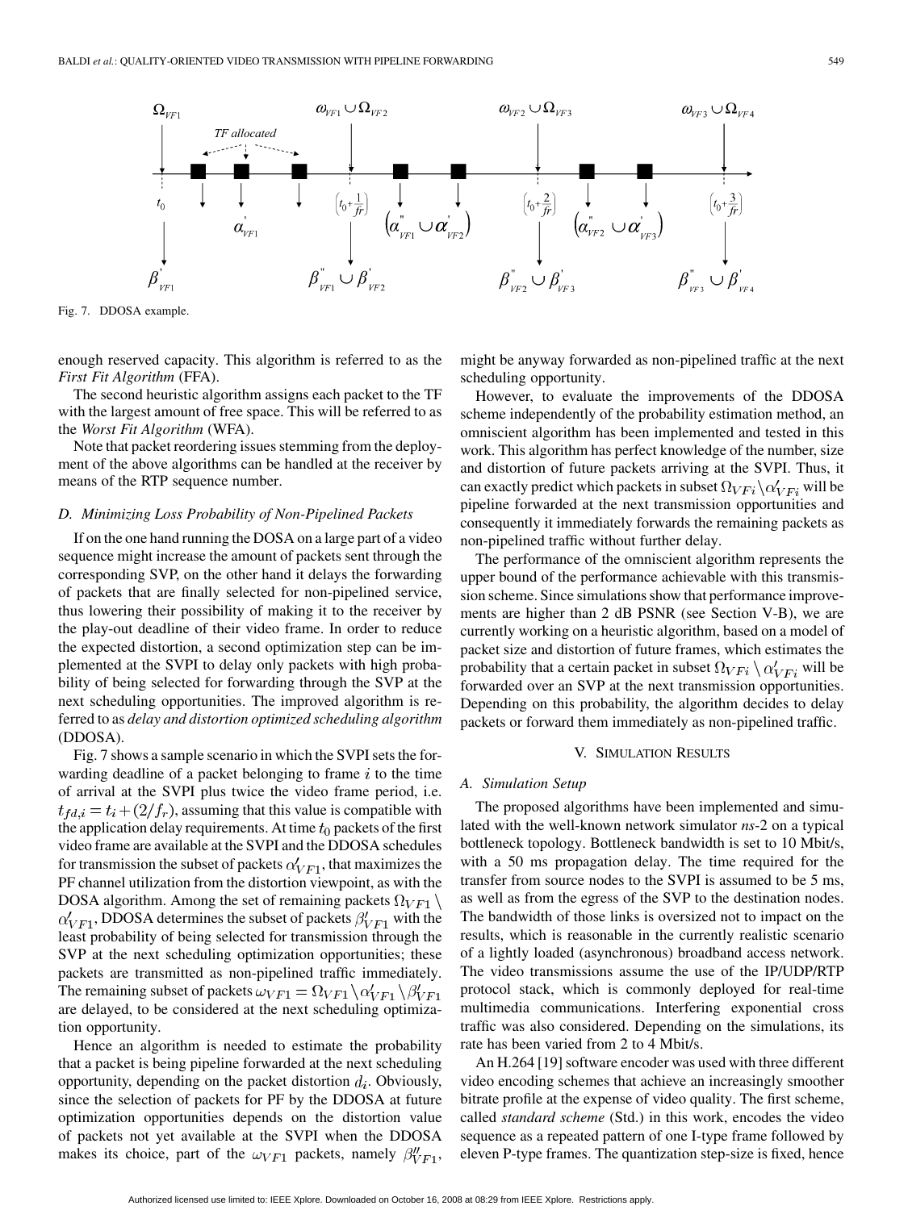Fig. 7. DDOSA example.

enough reserved capacity. This algorithm is referred to as the *First Fit Algorithm* (FFA).

The second heuristic algorithm assigns each packet to the TF with the largest amount of free space. This will be referred to as the *Worst Fit Algorithm* (WFA).

Note that packet reordering issues stemming from the deployment of the above algorithms can be handled at the receiver by means of the RTP sequence number.

### D. Minimizing Loss Probability of Non-Pipelined Packets

If on the one hand running the DOSA on a large part of a video sequence might increase the amount of packets sent through the corresponding SVP, on the other hand it delays the forwarding of packets that are finally selected for non-pipelined service, thus lowering their possibility of making it to the receiver by the play-out deadline of their video frame. In order to reduce the expected distortion, a second optimization step can be implemented at the SVPI to delay only packets with high probability of being selected for forwarding through the SVP at the next scheduling opportunities. The improved algorithm is referred to as *delay and distortion optimized scheduling algorithm* (DDOSA).

Fig. 7 shows a sample scenario in which the SVPI sets the forwarding deadline of a packet belonging to frame $i$ to the time of arrival at the SVPI plus twice the video frame period, i.e. $t_{fd,i} = t_i + (2/f_r)$, assuming that this value is compatible with the application delay requirements. At time $t_0$ packets of the first video frame are available at the SVPI and the DDOSA schedules for transmission the subset of packets $\alpha'_{VF1}$, that maximizes the PF channel utilization from the distortion viewpoint, as with the DOSA algorithm. Among the set of remaining packets $\Omega_{VF1} \setminus \alpha'_{VF1}$, DDOSA determines the subset of packets $\beta'_{VF1}$ with the least probability of being selected for transmission through the SVP at the next scheduling optimization opportunities; these packets are transmitted as non-pipelined traffic immediately. The remaining subset of packets $\omega_{VF1} = \Omega_{VF1} \setminus \alpha'_{VF1} \setminus \beta'_{VF1}$ are delayed, to be considered at the next scheduling optimization opportunity.

Hence an algorithm is needed to estimate the probability that a packet is being pipeline forwarded at the next scheduling opportunity, depending on the packet distortion $d_i$. Obviously, since the selection of packets for PF by the DDOSA at future optimization opportunities depends on the distortion value of packets not yet available at the SVPI when the DDOSA makes its choice, part of the $\omega_{VF1}$ packets, namely $\beta''_{VF1}$, might be anyway forwarded as non-pipelined traffic at the next scheduling opportunity.

However, to evaluate the improvements of the DDOSA scheme independently of the probability estimation method, an omniscient algorithm has been implemented and tested in this work. This algorithm has perfect knowledge of the number, size and distortion of future packets arriving at the SVPI. Thus, it can exactly predict which packets in subset $\Omega_{VFi} \setminus \alpha'_{VFi}$ will be pipeline forwarded at the next transmission opportunities and consequently it immediately forwards the remaining packets as non-pipelined traffic without further delay.

The performance of the omniscient algorithm represents the upper bound of the performance achievable with this transmission scheme. Since simulations show that performance improvements are higher than 2 dB PSNR (see Section V-B), we are currently working on a heuristic algorithm, based on a model of packet size and distortion of future frames, which estimates the probability that a certain packet in subset $\Omega_{VFi} \setminus \alpha'_{VFi}$ will be forwarded over an SVP at the next transmission opportunities. Depending on this probability, the algorithm decides to delay packets or forward them immediately as non-pipelined traffic.

## V. Simulation Results

### A. Simulation Setup

The proposed algorithms have been implemented and simulated with the well-known network simulator *ns*-2 on a typical bottleneck topology. Bottleneck bandwidth is set to 10 Mbit/s, with a 50 ms propagation delay. The time required for the transfer from source nodes to the SVPI is assumed to be 5 ms, as well as from the egress of the SVP to the destination nodes. The bandwidth of those links is oversized not to impact on the results, which is reasonable in the currently realistic scenario of a lightly loaded (asynchronous) broadband access network. The video transmissions assume the use of the IP/UDP/RTP protocol stack, which is commonly deployed for real-time multimedia communications. Interfering exponential cross traffic was also considered. Depending on the simulations, its rate has been varied from 2 to 4 Mbit/s.

An H.264 [19] software encoder was used with three different video encoding schemes that achieve an increasingly smoother bitrate profile at the expense of video quality. The first scheme, called *standard scheme* (Std.) in this work, encodes the video sequence as a repeated pattern of one I-type frame followed by eleven P-type frames. The quantization step-size is fixed, hence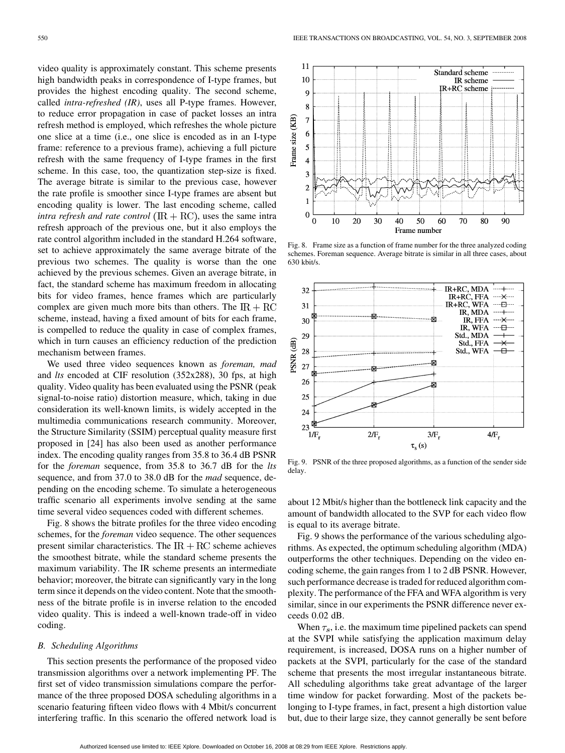video quality is approximately constant. This scheme presents high bandwidth peaks in correspondence of I-type frames, but provides the highest encoding quality. The second scheme, called *intra-refreshed (IR)*, uses all P-type frames. However, to reduce error propagation in case of packet losses an intra refresh method is employed, which refreshes the whole picture one slice at a time (i.e., one slice is encoded as in an I-type frame: reference to a previous frame), achieving a full picture refresh with the same frequency of I-type frames in the first scheme. In this case, too, the quantization step-size is fixed. The average bitrate is similar to the previous case, however the rate profile is smoother since I-type frames are absent but encoding quality is lower. The last encoding scheme, called *intra refresh and rate control* $(\mathrm{IR}+\mathrm{RC})$, uses the same intra refresh approach of the previous one, but it also employs the rate control algorithm included in the standard H.264 software, set to achieve approximately the same average bitrate of the previous two schemes. The quality is worse than the one achieved by the previous schemes. Given an average bitrate, in fact, the standard scheme has maximum freedom in allocating bits for video frames, hence frames which are particularly complex are given much more bits than others. The $\mathrm{IR}+\mathrm{RC}$ scheme, instead, having a fixed amount of bits for each frame, is compelled to reduce the quality in case of complex frames, which in turn causes an efficiency reduction of the prediction mechanism between frames.

We used three video sequences known as *foreman, mad* and *lts* encoded at CIF resolution (352x288), 30 fps, at high quality. Video quality has been evaluated using the PSNR (peak signal-to-noise ratio) distortion measure, which, taking in due consideration its well-known limits, is widely accepted in the multimedia communications research community. Moreover, the Structure Similarity (SSIM) perceptual quality measure first proposed in [24] has also been used as another performance index. The encoding quality ranges from 35.8 to 36.4 dB PSNR for the *foreman* sequence, from 35.8 to 36.7 dB for the *lts* sequence, and from 37.0 to 38.0 dB for the *mad* sequence, depending on the encoding scheme. To simulate a heterogeneous traffic scenario all experiments involve sending at the same time several video sequences coded with different schemes.

Fig. 8 shows the bitrate profiles for the three video encoding schemes, for the *foreman* video sequence. The other sequences present similar characteristics. The $\mathrm{IR}+\mathrm{RC}$ scheme achieves the smoothest bitrate, while the standard scheme presents the maximum variability. The IR scheme presents an intermediate behavior; moreover, the bitrate can significantly vary in the long term since it depends on the video content. Note that the smoothness of the bitrate profile is in inverse relation to the encoded video quality. This is indeed a well-known trade-off in video coding.

### B. Scheduling Algorithms

This section presents the performance of the proposed video transmission algorithms over a network implementing PF. The first set of video transmission simulations compare the performance of the three proposed DOSA scheduling algorithms in a scenario featuring fifteen video flows with 4 Mbit/s concurrent interfering traffic. In this scenario the offered network load is about 12 Mbit/s higher than the bottleneck link capacity and the amount of bandwidth allocated to the SVP for each video flow is equal to its average bitrate.

Fig. 8. Frame size as a function of frame number for the three analyzed coding schemes. Foreman sequence. Average bitrate is similar in all three cases, about 630 kbit/s.

Fig. 9. PSNR of the three proposed algorithms, as a function of the sender side delay.

Fig. 9 shows the performance of the various scheduling algorithms. As expected, the optimum scheduling algorithm (MDA) outperforms the other techniques. Depending on the video encoding scheme, the gain ranges from 1 to 2 dB PSNR. However, such performance decrease is traded for reduced algorithm complexity. The performance of the FFA and WFA algorithm is very similar, since in our experiments the PSNR difference never exceeds 0.02 dB.

When $\tau_s$, i.e. the maximum time pipelined packets can spend at the SVPI while satisfying the application maximum delay requirement, is increased, DOSA runs on a higher number of packets at the SVPI, particularly for the case of the standard scheme that presents the most irregular instantaneous bitrate. All scheduling algorithms take great advantage of the larger time window for packet forwarding. Most of the packets belonging to I-type frames, in fact, present a high distortion value but, due to their large size, they cannot generally be sent before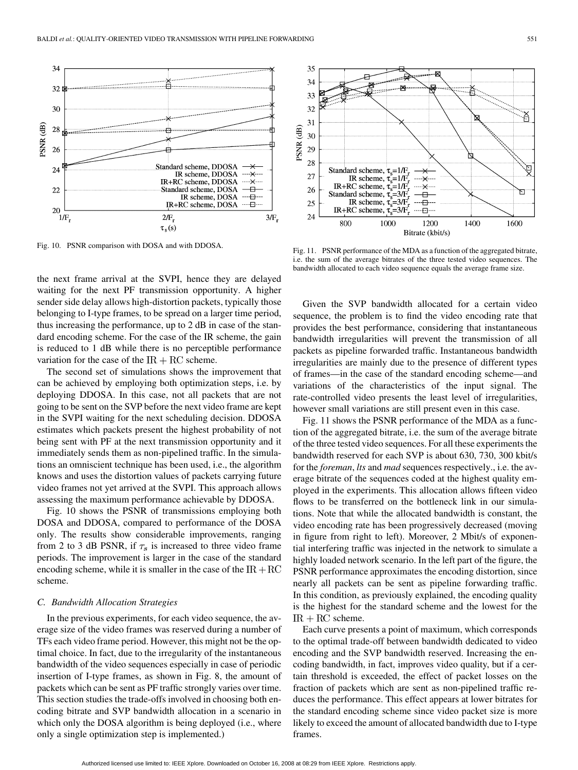34
32
30
28
26
24
22
20
PSNR (dB)
$1/F_r$
$2/F_r$
$3/F_r$
$\tau_s$ (s)
Standard scheme, DDOSA
IR scheme, DDOSA
IR+RC scheme, DDOSA
Standard scheme, DOSA
IR scheme, DOSA
IR+RC scheme, DOSA

Fig. 10. PSNR comparison with DOSA and with DDOSA.

35
34
33
32
31
30
29
28
27
26
25
24
PSNR (dB)
800
1000
1200
1400
1600
Bitrate (kbit/s)
Standard scheme, $\tau_s=1/F_r$
IR scheme, $\tau_s=1/F_r$
IR+RC scheme, $\tau_s=1/F_r$
Standard scheme, $\tau_s=3/F_r$
IR scheme, $\tau_s=3/F_r$
IR+RC scheme, $\tau_s=3/F_r$

Fig. 11. PSNR performance of the MDA as a function of the aggregated bitrate, i.e. the sum of the average bitrates of the three tested video sequences. The bandwidth allocated to each video sequence equals the average frame size.

the next frame arrival at the SVPI, hence they are delayed waiting for the next PF transmission opportunity. A higher sender side delay allows high-distortion packets, typically those belonging to I-type frames, to be spread on a larger time period, thus increasing the performance, up to 2 dB in case of the standard encoding scheme. For the case of the IR scheme, the gain is reduced to 1 dB while there is no perceptible performance variation for the case of the $\mathrm{IR}+\mathrm{RC}$ scheme.

The second set of simulations shows the improvement that can be achieved by employing both optimization steps, i.e. by deploying DDOSA. In this case, not all packets that are not going to be sent on the SVP before the next video frame are kept in the SVPI waiting for the next scheduling decision. DDOSA estimates which packets present the highest probability of not being sent with PF at the next transmission opportunity and it immediately sends them as non-pipelined traffic. In the simulations an omniscient technique has been used, i.e., the algorithm knows and uses the distortion values of packets carrying future video frames not yet arrived at the SVPI. This approach allows assessing the maximum performance achievable by DDOSA.

Fig. 10 shows the PSNR of transmissions employing both DOSA and DDOSA, compared to performance of the DOSA only. The results show considerable improvements, ranging from 2 to 3 dB PSNR, if $\tau_s$ is increased to three video frame periods. The improvement is larger in the case of the standard encoding scheme, while it is smaller in the case of the $\mathrm{IR}+\mathrm{RC}$ scheme.

### C. Bandwidth Allocation Strategies

In the previous experiments, for each video sequence, the average size of the video frames was reserved during a number of TFs each video frame period. However, this might not be the optimal choice. In fact, due to the irregularity of the instantaneous bandwidth of the video sequences especially in case of periodic insertion of I-type frames, as shown in Fig. 8, the amount of packets which can be sent as PF traffic strongly varies over time. This section studies the trade-offs involved in choosing both encoding bitrate and SVP bandwidth allocation in a scenario in which only the DOSA algorithm is being deployed (i.e., where only a single optimization step is implemented.)

Given the SVP bandwidth allocated for a certain video sequence, the problem is to find the video encoding rate that provides the best performance, considering that instantaneous bandwidth irregularities will prevent the transmission of all packets as pipeline forwarded traffic. Instantaneous bandwidth irregularities are mainly due to the presence of different types of frames—in the case of the standard encoding scheme—and variations of the characteristics of the input signal. The rate-controlled video presents the least level of irregularities, however small variations are still present even in this case.

Fig. 11 shows the PSNR performance of the MDA as a function of the aggregated bitrate, i.e. the sum of the average bitrate of the three tested video sequences. For all these experiments the bandwidth reserved for each SVP is about 630, 730, 300 kbit/s for the *foreman*, *lts* and *mad* sequences respectively., i.e. the average bitrate of the sequences coded at the highest quality employed in the experiments. This allocation allows fifteen video flows to be transferred on the bottleneck link in our simulations. Note that while the allocated bandwidth is constant, the video encoding rate has been progressively decreased (moving in figure from right to left). Moreover, 2 Mbit/s of exponential interfering traffic was injected in the network to simulate a highly loaded network scenario. In the left part of the figure, the PSNR performance approximates the encoding distortion, since nearly all packets can be sent as pipeline forwarding traffic. In this condition, as previously explained, the encoding quality is the highest for the standard scheme and the lowest for the $\mathrm{IR}+\mathrm{RC}$ scheme.

Each curve presents a point of maximum, which corresponds to the optimal trade-off between bandwidth dedicated to video encoding and the SVP bandwidth reserved. Increasing the encoding bandwidth, in fact, improves video quality, but if a certain threshold is exceeded, the effect of packet losses on the fraction of packets which are sent as non-pipelined traffic reduces the performance. This effect appears at lower bitrates for the standard encoding scheme since video packet size is more likely to exceed the amount of allocated bandwidth due to I-type frames.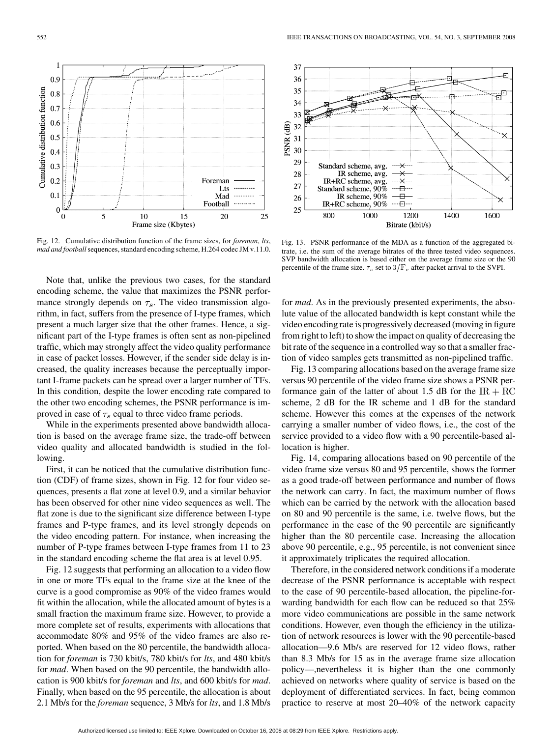Fig. 12. Cumulative distribution function of the frame sizes, for *foreman*, *lts*, *mad and football* sequences, standard encoding scheme, H.264 codec JM v.11.0.

Fig. 13. PSNR performance of the MDA as a function of the aggregated bitrate, i.e. the sum of the average bitrates of the three tested video sequences. SVP bandwidth allocation is based either on the average frame size or the 90 percentile of the frame size. $\tau_s$ set to $3/\mathrm{F_r}$ after packet arrival to the SVPI.

Note that, unlike the previous two cases, for the standard encoding scheme, the value that maximizes the PSNR performance strongly depends on $\tau_s$. The video transmission algorithm, in fact, suffers from the presence of I-type frames, which present a much larger size that the other frames. Hence, a significant part of the I-type frames is often sent as non-pipelined traffic, which may strongly affect the video quality performance in case of packet losses. However, if the sender side delay is increased, the quality increases because the perceptually important I-frame packets can be spread over a larger number of TFs. In this condition, despite the lower encoding rate compared to the other two encoding schemes, the PSNR performance is improved in case of $\tau_s$ equal to three video frame periods.

While in the experiments presented above bandwidth allocation is based on the average frame size, the trade-off between video quality and allocated bandwidth is studied in the following.

First, it can be noticed that the cumulative distribution function (CDF) of frame sizes, shown in Fig. 12 for four video sequences, presents a flat zone at level 0.9, and a similar behavior has been observed for other nine video sequences as well. The flat zone is due to the significant size difference between I-type frames and P-type frames, and its level strongly depends on the video encoding pattern. For instance, when increasing the number of P-type frames between I-type frames from 11 to 23 in the standard encoding scheme the flat area is at level 0.95.

Fig. 12 suggests that performing an allocation to a video flow in one or more TFs equal to the frame size at the knee of the curve is a good compromise as 90% of the video frames would fit within the allocation, while the allocated amount of bytes is a small fraction the maximum frame size. However, to provide a more complete set of results, experiments with allocations that accommodate 80% and 95% of the video frames are also reported. When based on the 80 percentile, the bandwidth allocation for *foreman* is 730 kbit/s, 780 kbit/s for *lts*, and 480 kbit/s for *mad*. When based on the 90 percentile, the bandwidth allocation is 900 kbit/s for *foreman* and *lts*, and 600 kbit/s for *mad*. Finally, when based on the 95 percentile, the allocation is about 2.1 Mb/s for the *foreman* sequence, 3 Mb/s for *lts*, and 1.8 Mb/s for *mad*. As in the previously presented experiments, the absolute value of the allocated bandwidth is kept constant while the video encoding rate is progressively decreased (moving in figure from right to left) to show the impact on quality of decreasing the bit rate of the sequence in a controlled way so that a smaller fraction of video samples gets transmitted as non-pipelined traffic.

Fig. 13 comparing allocations based on the average frame size versus 90 percentile of the video frame size shows a PSNR performance gain of the latter of about 1.5 dB for the $\mathrm{IR}+\mathrm{RC}$ scheme, 2 dB for the IR scheme and 1 dB for the standard scheme. However this comes at the expenses of the network carrying a smaller number of video flows, i.e., the cost of the service provided to a video flow with a 90 percentile-based allocation is higher.

Fig. 14, comparing allocations based on 90 percentile of the video frame size versus 80 and 95 percentile, shows the former as a good trade-off between performance and number of flows the network can carry. In fact, the maximum number of flows which can be carried by the network with the allocation based on 80 and 90 percentile is the same, i.e. twelve flows, but the performance in the case of the 90 percentile are significantly higher than the 80 percentile case. Increasing the allocation above 90 percentile, e.g., 95 percentile, is not convenient since it approximately triplicates the required allocation.

Therefore, in the considered network conditions if a moderate decrease of the PSNR performance is acceptable with respect to the case of 90 percentile-based allocation, the pipeline-forwarding bandwidth for each flow can be reduced so that 25% more video communications are possible in the same network conditions. However, even though the efficiency in the utilization of network resources is lower with the 90 percentile-based allocation—9.6 Mb/s are reserved for 12 video flows, rather than 8.3 Mb/s for 15 as in the average frame size allocation policy—,nevertheless it is higher than the one commonly achieved on networks where quality of service is based on the deployment of differentiated services. In fact, being common practice to reserve at most 20–40% of the network capacity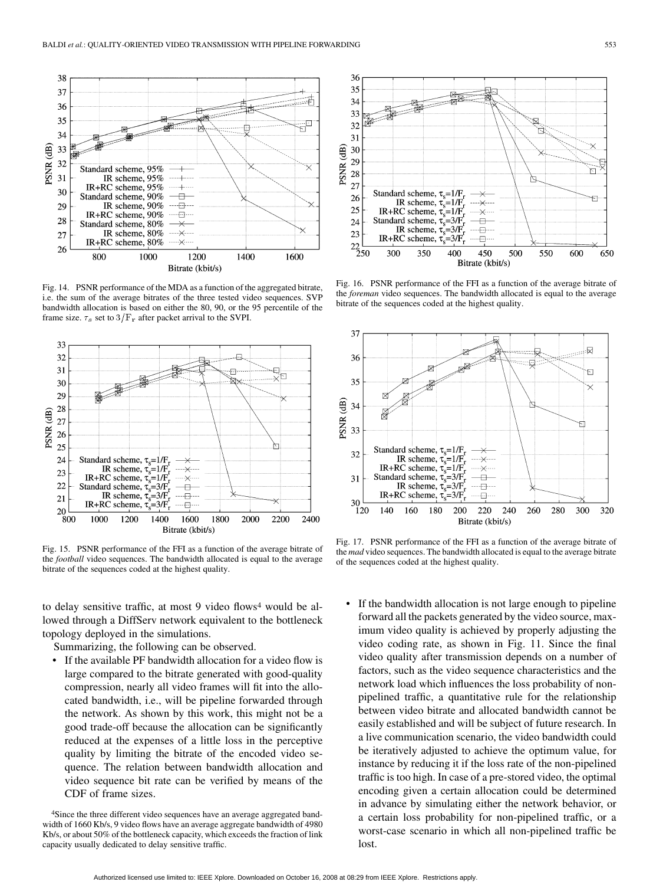Fig. 14. PSNR performance of the MDA as a function of the aggregated bitrate, i.e. the sum of the average bitrates of the three tested video sequences. SVP bandwidth allocation is based on either the 80, 90, or the 95 percentile of the frame size. $\tau_s$ set to $3/F_r$ after packet arrival to the SVPI.

Fig. 15. PSNR performance of the FFI as a function of the average bitrate of the *football* video sequences. The bandwidth allocated is equal to the average bitrate of the sequences coded at the highest quality.

Fig. 16. PSNR performance of the FFI as a function of the average bitrate of the *foreman* video sequences. The bandwidth allocated is equal to the average bitrate of the sequences coded at the highest quality.

Fig. 17. PSNR performance of the FFI as a function of the average bitrate of the *mad* video sequences. The bandwidth allocated is equal to the average bitrate of the sequences coded at the highest quality.

to delay sensitive traffic, at most 9 video flows[4] would be allowed through a DiffServ network equivalent to the bottleneck topology deployed in the simulations.

Summarizing, the following can be observed.

- If the available PF bandwidth allocation for a video flow is large compared to the bitrate generated with good-quality compression, nearly all video frames will fit into the allocated bandwidth, i.e., will be pipeline forwarded through the network. As shown by this work, this might not be a good trade-off because the allocation can be significantly reduced at the expenses of a little loss in the perceptive quality by limiting the bitrate of the encoded video sequence. The relation between bandwidth allocation and video sequence bit rate can be verified by means of the CDF of frame sizes.
- If the bandwidth allocation is not large enough to pipeline forward all the packets generated by the video source, maximum video quality is achieved by properly adjusting the video coding rate, as shown in Fig. 11. Since the final video quality after transmission depends on a number of factors, such as the video sequence characteristics and the network load which influences the loss probability of non-pipelined traffic, a quantitative rule for the relationship between video bitrate and allocated bandwidth cannot be easily established and will be subject of future research. In a live communication scenario, the video bandwidth could be iteratively adjusted to achieve the optimum value, for instance by reducing it if the loss rate of the non-pipelined traffic is too high. In case of a pre-stored video, the optimal encoding given a certain allocation could be determined in advance by simulating either the network behavior, or a certain loss probability for non-pipelined traffic, or a worst-case scenario in which all non-pipelined traffic be lost.

[4]Since the three different video sequences have an average aggregated bandwidth of 1660 Kb/s, 9 video flows have an average aggregate bandwidth of 4980 Kb/s, or about 50% of the bottleneck capacity, which exceeds the fraction of link capacity usually dedicated to delay sensitive traffic.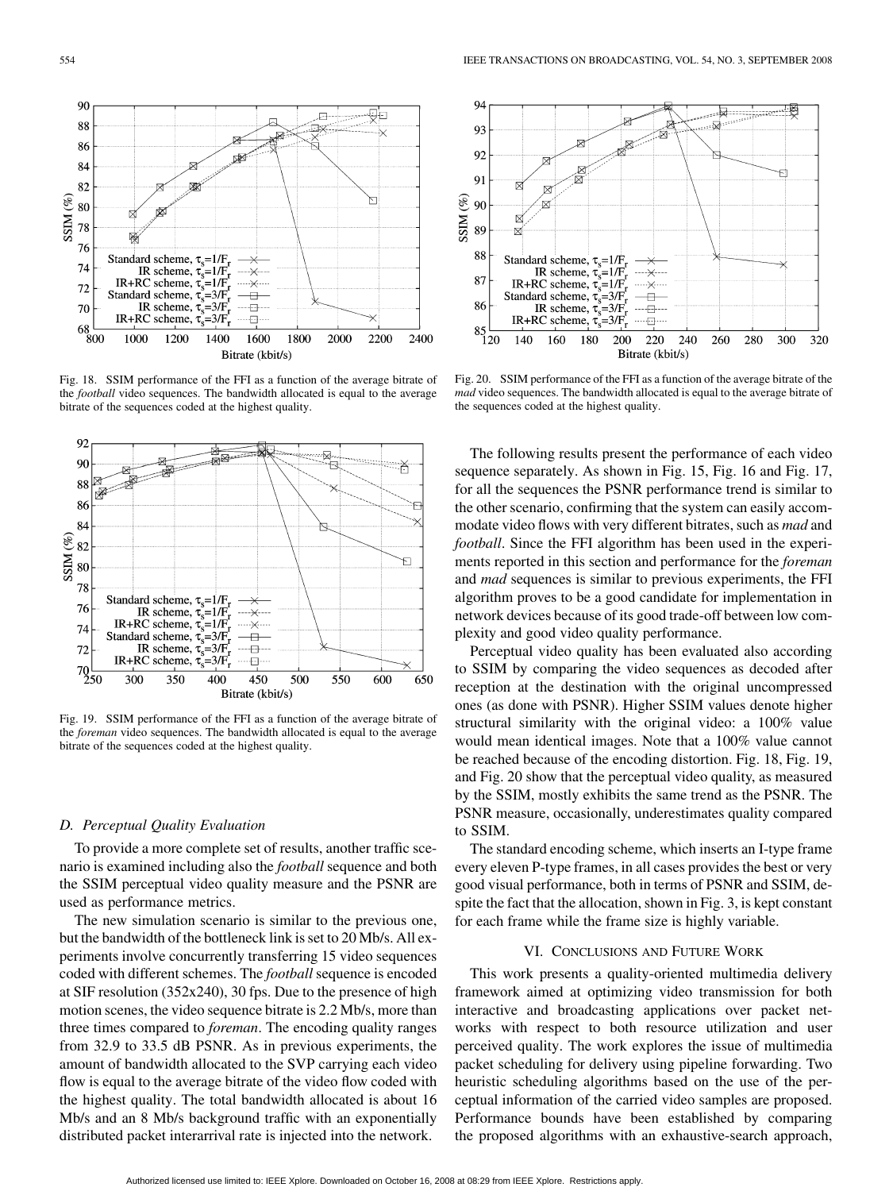Fig. 18. SSIM performance of the FFI as a function of the average bitrate of the *football* video sequences. The bandwidth allocated is equal to the average bitrate of the sequences coded at the highest quality.

Fig. 19. SSIM performance of the FFI as a function of the average bitrate of the *foreman* video sequences. The bandwidth allocated is equal to the average bitrate of the sequences coded at the highest quality.

Fig. 20. SSIM performance of the FFI as a function of the average bitrate of the *mad* video sequences. The bandwidth allocated is equal to the average bitrate of the sequences coded at the highest quality.

### D. Perceptual Quality Evaluation

To provide a more complete set of results, another traffic scenario is examined including also the *football* sequence and both the SSIM perceptual video quality measure and the PSNR are used as performance metrics.

The new simulation scenario is similar to the previous one, but the bandwidth of the bottleneck link is set to 20 Mb/s. All experiments involve concurrently transferring 15 video sequences coded with different schemes. The *football* sequence is encoded at SIF resolution (352x240), 30 fps. Due to the presence of high motion scenes, the video sequence bitrate is 2.2 Mb/s, more than three times compared to *foreman*. The encoding quality ranges from 32.9 to 33.5 dB PSNR. As in previous experiments, the amount of bandwidth allocated to the SVP carrying each video flow is equal to the average bitrate of the video flow coded with the highest quality. The total bandwidth allocated is about 16 Mb/s and an 8 Mb/s background traffic with an exponentially distributed packet interarrival rate is injected into the network.

The following results present the performance of each video sequence separately. As shown in Fig. 15, Fig. 16 and Fig. 17, for all the sequences the PSNR performance trend is similar to the other scenario, confirming that the system can easily accommodate video flows with very different bitrates, such as *mad* and *football*. Since the FFI algorithm has been used in the experiments reported in this section and performance for the *foreman* and *mad* sequences is similar to previous experiments, the FFI algorithm proves to be a good candidate for implementation in network devices because of its good trade-off between low complexity and good video quality performance.

Perceptual video quality has been evaluated also according to SSIM by comparing the video sequences as decoded after reception at the destination with the original uncompressed ones (as done with PSNR). Higher SSIM values denote higher structural similarity with the original video: a 100% value would mean identical images. Note that a 100% value cannot be reached because of the encoding distortion. Fig. 18, Fig. 19, and Fig. 20 show that the perceptual video quality, as measured by the SSIM, mostly exhibits the same trend as the PSNR. The PSNR measure, occasionally, underestimates quality compared to SSIM.

The standard encoding scheme, which inserts an I-type frame every eleven P-type frames, in all cases provides the best or very good visual performance, both in terms of PSNR and SSIM, despite the fact that the allocation, shown in Fig. 3, is kept constant for each frame while the frame size is highly variable.

## VI. Conclusions and Future Work

This work presents a quality-oriented multimedia delivery framework aimed at optimizing video transmission for both interactive and broadcasting applications over packet networks with respect to both resource utilization and user perceived quality. The work explores the issue of multimedia packet scheduling for delivery using pipeline forwarding. Two heuristic scheduling algorithms based on the use of the perceptual information of the carried video samples are proposed. Performance bounds have been established by comparing the proposed algorithms with an exhaustive-search approach,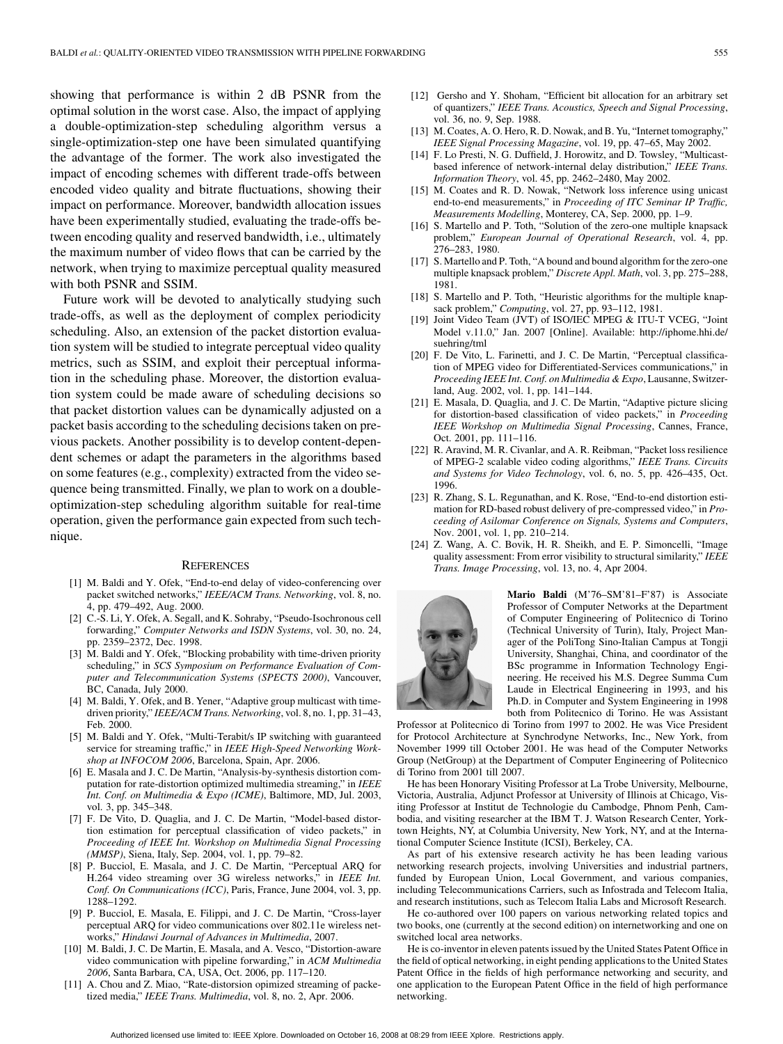showing that performance is within 2 dB PSNR from the optimal solution in the worst case. Also, the impact of applying a double-optimization-step scheduling algorithm versus a single-optimization-step one have been simulated quantifying the advantage of the former. The work also investigated the impact of encoding schemes with different trade-offs between encoded video quality and bitrate fluctuations, showing their impact on performance. Moreover, bandwidth allocation issues have been experimentally studied, evaluating the trade-offs between encoding quality and reserved bandwidth, i.e., ultimately the maximum number of video flows that can be carried by the network, when trying to maximize perceptual quality measured with both PSNR and SSIM.

Future work will be devoted to analytically studying such trade-offs, as well as the deployment of complex periodicity scheduling. Also, an extension of the packet distortion evaluation system will be studied to integrate perceptual video quality metrics, such as SSIM, and exploit their perceptual information in the scheduling phase. Moreover, the distortion evaluation system could be made aware of scheduling decisions so that packet distortion values can be dynamically adjusted on a packet basis according to the scheduling decisions taken on previous packets. Another possibility is to develop content-dependent schemes or adapt the parameters in the algorithms based on some features (e.g., complexity) extracted from the video sequence being transmitted. Finally, we plan to work on a double-optimization-step scheduling algorithm suitable for real-time operation, given the performance gain expected from such technique.

## References

[1] M. Baldi and Y. Ofek, "End-to-end delay of video-conferencing over packet switched networks," *IEEE/ACM Trans. Networking*, vol. 8, no. 4, pp. 479–492, Aug. 2000.

[2] C.-S. Li, Y. Ofek, A. Segall, and K. Sohraby, "Pseudo-Isochronous cell forwarding," *Computer Networks and ISDN Systems*, vol. 30, no. 24, pp. 2359–2372, Dec. 1998.

[3] M. Baldi and Y. Ofek, "Blocking probability with time-driven priority scheduling," in *SCS Symposium on Performance Evaluation of Computer and Telecommunication Systems (SPECTS 2000)*, Vancouver, BC, Canada, July 2000.

[4] M. Baldi, Y. Ofek, and B. Yener, "Adaptive group multicast with time-driven priority," *IEEE/ACM Trans. Networking*, vol. 8, no. 1, pp. 31–43, Feb. 2000.

[5] M. Baldi and Y. Ofek, "Multi-Terabit/s IP switching with guaranteed service for streaming traffic," in *IEEE High-Speed Networking Workshop at INFOCOM 2006*, Barcelona, Spain, Apr. 2006.

[6] E. Masala and J. C. De Martin, "Analysis-by-synthesis distortion computation for rate-distortion optimized multimedia streaming," in *IEEE Int. Conf. on Multimedia & Expo (ICME)*, Baltimore, MD, Jul. 2003, vol. 3, pp. 345–348.

[7] F. De Vito, D. Quaglia, and J. C. De Martin, "Model-based distortion estimation for perceptual classification of video packets," in *Proceeding of IEEE Int. Workshop on Multimedia Signal Processing (MMSP)*, Siena, Italy, Sep. 2004, vol. 1, pp. 79–82.

[8] P. Bucciol, E. Masala, and J. C. De Martin, "Perceptual ARQ for H.264 video streaming over 3G wireless networks," in *IEEE Int. Conf. On Communications (ICC)*, Paris, France, June 2004, vol. 3, pp. 1288–1292.

[9] P. Bucciol, E. Masala, E. Filippi, and J. C. De Martin, "Cross-layer perceptual ARQ for video communications over 802.11e wireless networks," *Hindawi Journal of Advances in Multimedia*, 2007.

[10] M. Baldi, J. C. De Martin, E. Masala, and A. Vesco, "Distortion-aware video communication with pipeline forwarding," in *ACM Multimedia 2006*, Santa Barbara, CA, USA, Oct. 2006, pp. 117–120.

[11] A. Chou and Z. Miao, "Rate-distorsion opimized streaming of packetized media," *IEEE Trans. Multimedia*, vol. 8, no. 2, Apr. 2006.

[12] Gersho and Y. Shoham, "Efficient bit allocation for an arbitrary set of quantizers," *IEEE Trans. Acoustics, Speech and Signal Processing*, vol. 36, no. 9, Sep. 1988.

[13] M. Coates, A. O. Hero, R. D. Nowak, and B. Yu, "Internet tomography," *IEEE Signal Processing Magazine*, vol. 19, pp. 47–65, May 2002.

[14] F. Lo Presti, N. G. Duffield, J. Horowitz, and D. Towsley, "Multicast-based inference of network-internal delay distribution," *IEEE Trans. Information Theory*, vol. 45, pp. 2462–2480, May 2002.

[15] M. Coates and R. D. Nowak, "Network loss inference using unicast end-to-end measurements," in *Proceeding of ITC Seminar IP Traffic, Measurements Modelling*, Monterey, CA, Sep. 2000, pp. 1–9.

[16] S. Martello and P. Toth, "Solution of the zero-one multiple knapsack problem," *European Journal of Operational Research*, vol. 4, pp. 276–283, 1980.

[17] S. Martello and P. Toth, "A bound and bound algorithm for the zero-one multiple knapsack problem," *Discrete Appl. Math*, vol. 3, pp. 275–288, 1981.

[18] S. Martello and P. Toth, "Heuristic algorithms for the multiple knapsack problem," *Computing*, vol. 27, pp. 93–112, 1981.

[19] Joint Video Team (JVT) of ISO/IEC MPEG & ITU-T VCEG, "Joint Model v.11.0," Jan. 2007 [Online]. Available: http://iphome.hhi.de/suehring/tml

[20] F. De Vito, L. Farinetti, and J. C. De Martin, "Perceptual classification of MPEG video for Differentiated-Services communications," in *Proceeding IEEE Int. Conf. on Multimedia & Expo*, Lausanne, Switzerland, Aug. 2002, vol. 1, pp. 141–144.

[21] E. Masala, D. Quaglia, and J. C. De Martin, "Adaptive picture slicing for distortion-based classification of video packets," in *Proceeding IEEE Workshop on Multimedia Signal Processing*, Cannes, France, Oct. 2001, pp. 111–116.

[22] R. Aravind, M. R. Civanlar, and A. R. Reibman, "Packet loss resilience of MPEG-2 scalable video coding algorithms," *IEEE Trans. Circuits and Systems for Video Technology*, vol. 6, no. 5, pp. 426–435, Oct. 1996.

[23] R. Zhang, S. L. Regunathan, and K. Rose, "End-to-end distortion estimation for RD-based robust delivery of pre-compressed video," in *Proceeding of Asilomar Conference on Signals, Systems and Computers*, Nov. 2001, vol. 1, pp. 210–214.

[24] Z. Wang, A. C. Bovik, H. R. Sheikh, and E. P. Simoncelli, "Image quality assessment: From error visibility to structural similarity," *IEEE Trans. Image Processing*, vol. 13, no. 4, Apr 2004.

**Mario Baldi** (M'76–SM'81–F'87) is Associate Professor of Computer Networks at the Department of Computer Engineering of Politecnico di Torino (Technical University of Turin), Italy, Project Manager of the PoliTong Sino-Italian Campus at Tongji University, Shanghai, China, and coordinator of the BSc programme in Information Technology Engineering. He received his M.S. Degree Summa Cum Laude in Electrical Engineering in 1993, and his Ph.D. in Computer and System Engineering in 1998 both from Politecnico di Torino. He was Assistant Professor at Politecnico di Torino from 1997 to 2002. He was Vice President for Protocol Architecture at Synchrodyne Networks, Inc., New York, from November 1999 till October 2001. He was head of the Computer Networks Group (NetGroup) at the Department of Computer Engineering of Politecnico di Torino from 2001 till 2007.

He has been Honorary Visiting Professor at La Trobe University, Melbourne, Victoria, Australia, Adjunct Professor at University of Illinois at Chicago, Visiting Professor at Institut de Technologie du Cambodge, Phnom Penh, Cambodia, and visiting researcher at the IBM T. J. Watson Research Center, Yorktown Heights, NY, at Columbia University, New York, NY, and at the International Computer Science Institute (ICSI), Berkeley, CA.

As part of his extensive research activity he has been leading various networking research projects, involving Universities and industrial partners, funded by European Union, Local Government, and various companies, including Telecommunications Carriers, such as Infostrada and Telecom Italia, and research institutions, such as Telecom Italia Labs and Microsoft Research.

He co-authored over 100 papers on various networking related topics and two books, one (currently at the second edition) on internetworking and one on switched local area networks.

He is co-inventor in eleven patents issued by the United States Patent Office in the field of optical networking, in eight pending applications to the United States Patent Office in the fields of high performance networking and security, and one application to the European Patent Office in the field of high performance networking.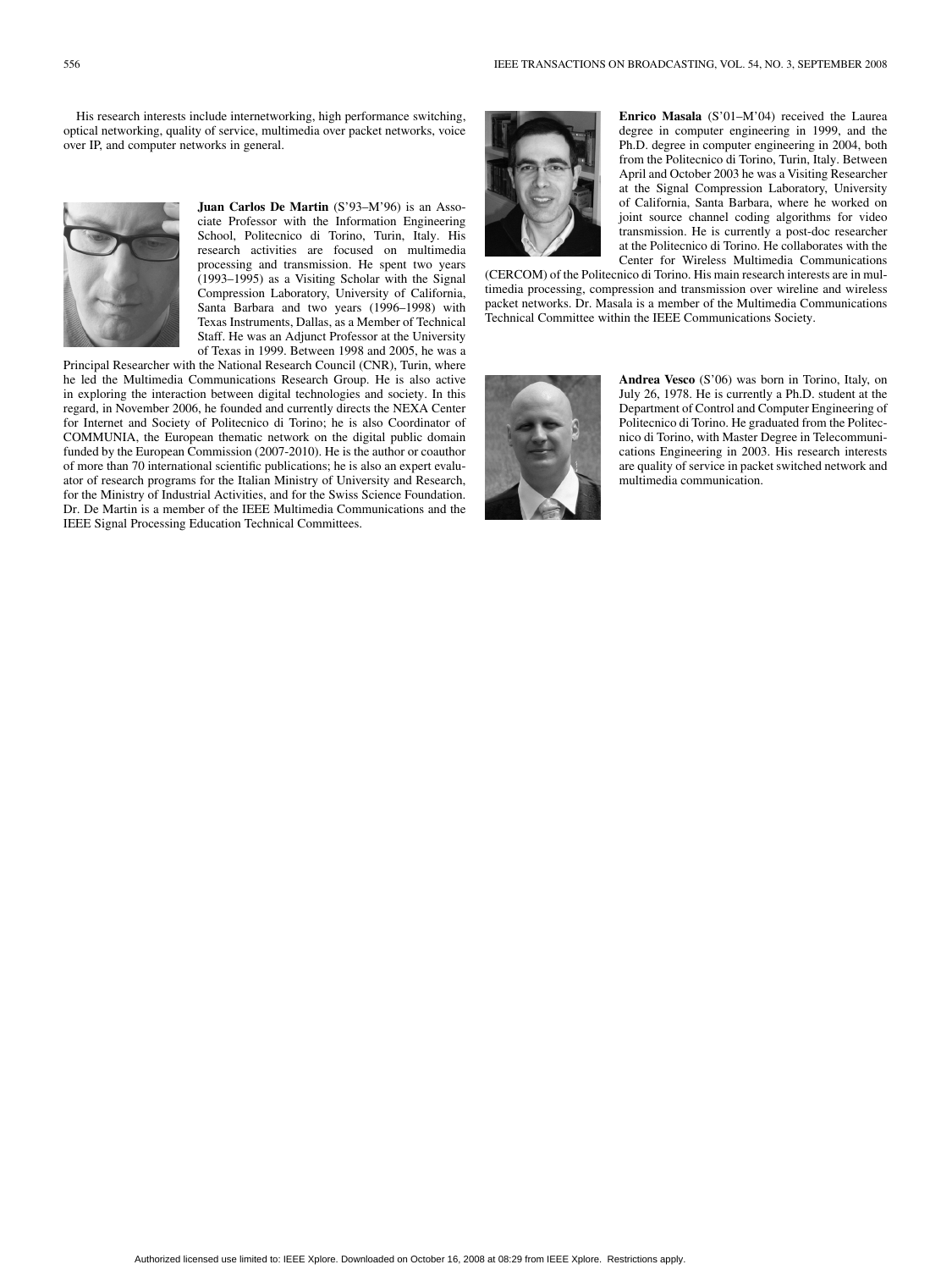His research interests include internetworking, high performance switching, optical networking, quality of service, multimedia over packet networks, voice over IP, and computer networks in general.

**Juan Carlos De Martin** (S'93–M'96) is an Associate Professor with the Information Engineering School, Politecnico di Torino, Turin, Italy. His research activities are focused on multimedia processing and transmission. He spent two years (1993–1995) as a Visiting Scholar with the Signal Compression Laboratory, University of California, Santa Barbara and two years (1996–1998) with Texas Instruments, Dallas, as a Member of Technical Staff. He was an Adjunct Professor at the University of Texas in 1999. Between 1998 and 2005, he was a Principal Researcher with the National Research Council (CNR), Turin, where he led the Multimedia Communications Research Group. He is also active in exploring the interaction between digital technologies and society. In this regard, in November 2006, he founded and currently directs the NEXA Center for Internet and Society of Politecnico di Torino; he is also Coordinator of COMMUNIA, the European thematic network on the digital public domain funded by the European Commission (2007-2010). He is the author or coauthor of more than 70 international scientific publications; he is also an expert evaluator of research programs for the Italian Ministry of University and Research, for the Ministry of Industrial Activities, and for the Swiss Science Foundation. Dr. De Martin is a member of the IEEE Multimedia Communications and the IEEE Signal Processing Education Technical Committees.

**Enrico Masala** (S'01–M'04) received the Laurea degree in computer engineering in 1999, and the Ph.D. degree in computer engineering in 2004, both from the Politecnico di Torino, Turin, Italy. Between April and October 2003 he was a Visiting Researcher at the Signal Compression Laboratory, University of California, Santa Barbara, where he worked on joint source channel coding algorithms for video transmission. He is currently a post-doc researcher at the Politecnico di Torino. He collaborates with the Center for Wireless Multimedia Communications (CERCOM) of the Politecnico di Torino. His main research interests are in multimedia processing, compression and transmission over wireline and wireless packet networks. Dr. Masala is a member of the Multimedia Communications Technical Committee within the IEEE Communications Society.

**Andrea Vesco** (S'06) was born in Torino, Italy, on July 26, 1978. He is currently a Ph.D. student at the Department of Control and Computer Engineering of Politecnico di Torino. He graduated from the Politecnico di Torino, with Master Degree in Telecommunications Engineering in 2003. His research interests are quality of service in packet switched network and multimedia communication.